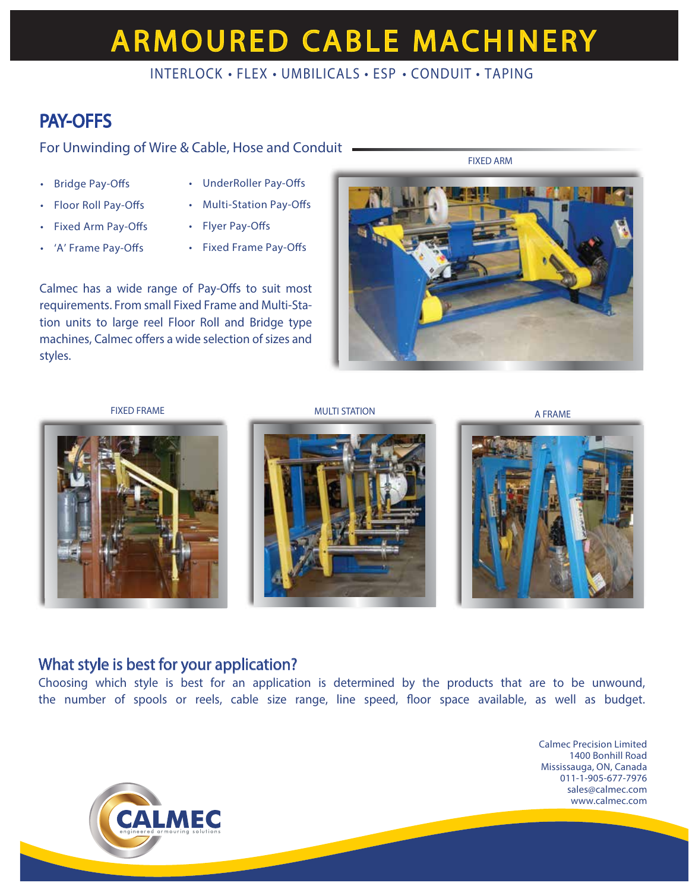# ARMOURED CABLE MACHINERY

INTERLOCK • FLEX • UMBILICALS • ESP • CONDUIT • TAPING

## PAY-OFFS

For Unwinding of Wire & Cable, Hose and Conduit

- Bridge Pay-Offs
- Floor Roll Pay-Offs
- Fixed Arm Pay-Offs
- 'A' Frame Pay-Offs
- UnderRoller Pay-Offs
- Multi-Station Pay-Offs
- Flyer Pay-Offs
- Fixed Frame Pay-Offs

Calmec has a wide range of Pay-Offs to suit most requirements. From small Fixed Frame and Multi-Station units to large reel Floor Roll and Bridge type machines, Calmec offers a wide selection of sizes and styles.

FIXED ARM

FIXED FRAME

MULTI STATION

A FRAME

## What style is best for your application?

Choosing which style is best for an application is determined by the products that are to be unwound, the number of spools or reels, cable size range, line speed, floor space available, as well as budget.

Calmec Precision Limited
1400 Bonhill Road
Mississauga, ON, Canada
011-1-905-677-7976
sales@calmec.com
www.calmec.com

CALMEC
engineered armouring solutions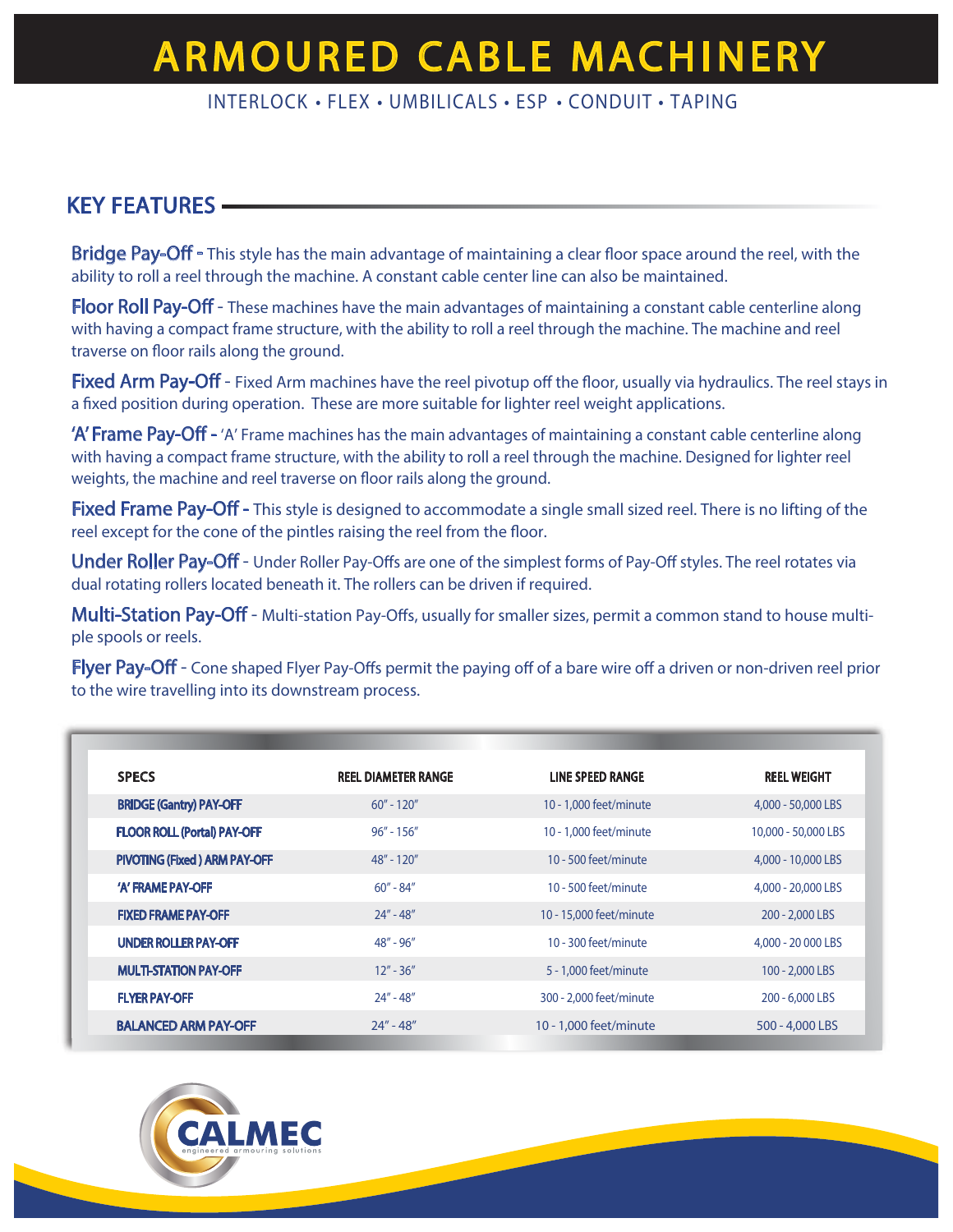# ARMOURED CABLE MACHINERY

INTERLOCK • FLEX • UMBILICALS • ESP • CONDUIT • TAPING

## KEY FEATURES

**Bridge Pay-Off** - This style has the main advantage of maintaining a clear floor space around the reel, with the ability to roll a reel through the machine. A constant cable center line can also be maintained.

**Floor Roll Pay-Off** - These machines have the main advantages of maintaining a constant cable centerline along with having a compact frame structure, with the ability to roll a reel through the machine. The machine and reel traverse on floor rails along the ground.

**Fixed Arm Pay-Off** - Fixed Arm machines have the reel pivotup off the floor, usually via hydraulics. The reel stays in a fixed position during operation. These are more suitable for lighter reel weight applications.

**'A' Frame Pay-Off** - 'A' Frame machines has the main advantages of maintaining a constant cable centerline along with having a compact frame structure, with the ability to roll a reel through the machine. Designed for lighter reel weights, the machine and reel traverse on floor rails along the ground.

**Fixed Frame Pay-Off** - This style is designed to accommodate a single small sized reel. There is no lifting of the reel except for the cone of the pintles raising the reel from the floor.

**Under Roller Pay-Off** - Under Roller Pay-Offs are one of the simplest forms of Pay-Off styles. The reel rotates via dual rotating rollers located beneath it. The rollers can be driven if required.

**Multi-Station Pay-Off** - Multi-station Pay-Offs, usually for smaller sizes, permit a common stand to house multiple spools or reels.

**Flyer Pay-Off** - Cone shaped Flyer Pay-Offs permit the paying off of a bare wire off a driven or non-driven reel prior to the wire travelling into its downstream process.

| SPECS | REEL DIAMETER RANGE | LINE SPEED RANGE | REEL WEIGHT |
|---|---|---|---|
| BRIDGE (Gantry) PAY-OFF | 60" - 120" | 10 - 1,000 feet/minute | 4,000 - 50,000 LBS |
| FLOOR ROLL (Portal) PAY-OFF | 96" - 156" | 10 - 1,000 feet/minute | 10,000 - 50,000 LBS |
| PIVOTING (Fixed ) ARM PAY-OFF | 48" - 120" | 10 - 500 feet/minute | 4,000 - 10,000 LBS |
| 'A' FRAME PAY-OFF | 60" - 84" | 10 - 500 feet/minute | 4,000 - 20,000 LBS |
| FIXED FRAME PAY-OFF | 24" - 48" | 10 - 15,000 feet/minute | 200 - 2,000 LBS |
| UNDER ROLLER PAY-OFF | 48" - 96" | 10 - 300 feet/minute | 4,000 - 20 000 LBS |
| MULTI-STATION PAY-OFF | 12" - 36" | 5 - 1,000 feet/minute | 100 - 2,000 LBS |
| FLYER PAY-OFF | 24" - 48" | 300 - 2,000 feet/minute | 200 - 6,000 LBS |
| BALANCED ARM PAY-OFF | 24" - 48" | 10 - 1,000 feet/minute | 500 - 4,000 LBS |

CALMEC
engineered armouring solutions